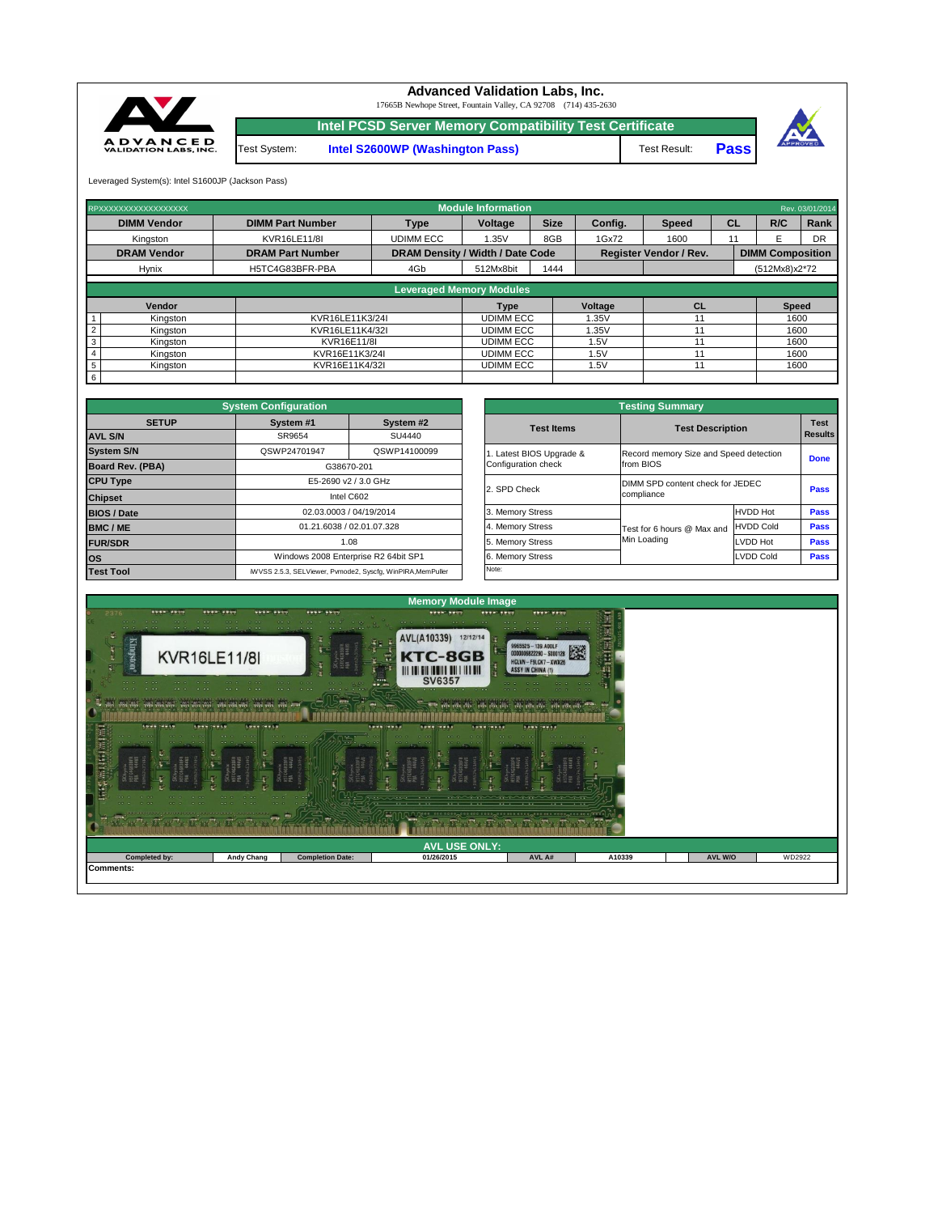# Advanced Validation Labs, Inc.

17665B Newhope Street, Fountain Valley, CA 92708 (714) 435-2630

## Intel PCSD Server Memory Compatibility Test Certificate

| Test System: | Intel S2600WP (Washington Pass) | Test Result: | **Pass** |
|---|---|---|---|

Leveraged System(s): Intel S1600JP (Jackson Pass)

### Module Information

RPXXXXXXXXXXXXXXXXXX — Rev. 03/01/2014

| DIMM Vendor | DIMM Part Number | Type | Voltage | Size | Config. | Speed | CL | R/C | Rank |
|---|---|---|---|---|---|---|---|---|---|
| Kingston | KVR16LE11/8I | UDIMM ECC | 1.35V | 8GB | 1Gx72 | 1600 | 11 | E | DR |

| DRAM Vendor | DRAM Part Number | DRAM Density / Width / Date Code | | | Register Vendor / Rev. | DIMM Composition |
|---|---|---|---|---|---|---|
| Hynix | H5TC4G83BFR-PBA | 4Gb | 512Mx8bit | 1444 | | (512Mx8)x2*72 |

### Leveraged Memory Modules

| | Vendor | | Type | Voltage | CL | Speed |
|---|---|---|---|---|---|---|
| 1 | Kingston | KVR16LE11K3/24I | UDIMM ECC | 1.35V | 11 | 1600 |
| 2 | Kingston | KVR16LE11K4/32I | UDIMM ECC | 1.35V | 11 | 1600 |
| 3 | Kingston | KVR16E11/8I | UDIMM ECC | 1.5V | 11 | 1600 |
| 4 | Kingston | KVR16E11K3/24I | UDIMM ECC | 1.5V | 11 | 1600 |
| 5 | Kingston | KVR16E11K4/32I | UDIMM ECC | 1.5V | 11 | 1600 |
| 6 | | | | | | |

### System Configuration

| SETUP | System #1 | System #2 |
|---|---|---|
| AVL S/N | SR9654 | SU4440 |
| System S/N | QSWP24701947 | QSWP14100099 |
| Board Rev. (PBA) | G38670-201 | |
| CPU Type | E5-2690 v2 / 3.0 GHz | |
| Chipset | Intel C602 | |
| BIOS / Date | 02.03.0003 / 04/19/2014 | |
| BMC / ME | 01.21.6038 / 02.01.07.328 | |
| FUR/SDR | 1.08 | |
| OS | Windows 2008 Enterprise R2 64bit SP1 | |
| Test Tool | iWVSS 2.5.3, SELViewer, Pvmode2, Syscfg, WinPIRA,MemPuller | |

### Testing Summary

| Test Items | Test Description | | Test Results |
|---|---|---|---|
| 1. Latest BIOS Upgrade & Configuration check | Record memory Size and Speed detection from BIOS | | Done |
| 2. SPD Check | DIMM SPD content check for JEDEC compliance | | Pass |
| 3. Memory Stress | Test for 6 hours @ Max and Min Loading | HVDD Hot | Pass |
| 4. Memory Stress | | HVDD Cold | Pass |
| 5. Memory Stress | | LVDD Hot | Pass |
| 6. Memory Stress | | LVDD Cold | Pass |
| Note: | | | |

### Memory Module Image

### AVL USE ONLY:

| Completed by: | Andy Chang | Completion Date: | 01/26/2015 | AVL A# | A10339 | AVL W/O | WD2922 |
|---|---|---|---|---|---|---|---|

Comments: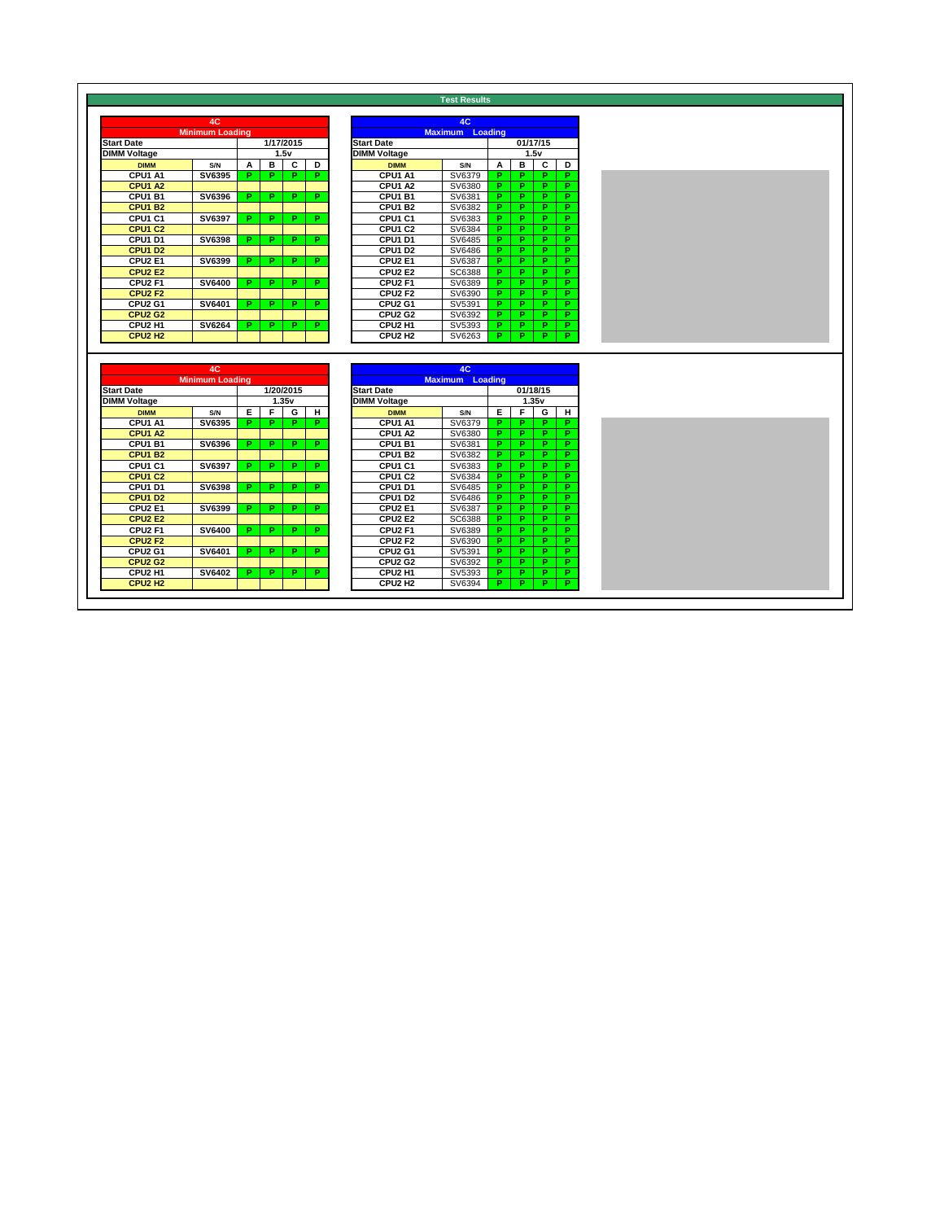# Test Results

| 4C Minimum Loading | | | | | |
|---|---|---|---|---|---|
| Start Date | | 1/17/2015 | | | |
| DIMM Voltage | | 1.5v | | | |
| DIMM | S/N | A | B | C | D |
| CPU1 A1 | SV6395 | P | P | P | P |
| CPU1 A2 | | | | | |
| CPU1 B1 | SV6396 | P | P | P | P |
| CPU1 B2 | | | | | |
| CPU1 C1 | SV6397 | P | P | P | P |
| CPU1 C2 | | | | | |
| CPU1 D1 | SV6398 | P | P | P | P |
| CPU1 D2 | | | | | |
| CPU2 E1 | SV6399 | P | P | P | P |
| CPU2 E2 | | | | | |
| CPU2 F1 | SV6400 | P | P | P | P |
| CPU2 F2 | | | | | |
| CPU2 G1 | SV6401 | P | P | P | P |
| CPU2 G2 | | | | | |
| CPU2 H1 | SV6264 | P | P | P | P |
| CPU2 H2 | | | | | |

| 4C Maximum Loading | | | | | |
|---|---|---|---|---|---|
| Start Date | | 01/17/15 | | | |
| DIMM Voltage | | 1.5v | | | |
| DIMM | S/N | A | B | C | D |
| CPU1 A1 | SV6379 | P | P | P | P |
| CPU1 A2 | SV6380 | P | P | P | P |
| CPU1 B1 | SV6381 | P | P | P | P |
| CPU1 B2 | SV6382 | P | P | P | P |
| CPU1 C1 | SV6383 | P | P | P | P |
| CPU1 C2 | SV6384 | P | P | P | P |
| CPU1 D1 | SV6485 | P | P | P | P |
| CPU1 D2 | SV6486 | P | P | P | P |
| CPU2 E1 | SV6387 | P | P | P | P |
| CPU2 E2 | SC6388 | P | P | P | P |
| CPU2 F1 | SV6389 | P | P | P | P |
| CPU2 F2 | SV6390 | P | P | P | P |
| CPU2 G1 | SV5391 | P | P | P | P |
| CPU2 G2 | SV6392 | P | P | P | P |
| CPU2 H1 | SV5393 | P | P | P | P |
| CPU2 H2 | SV6263 | P | P | P | P |

| 4C Minimum Loading | | | | | |
|---|---|---|---|---|---|
| Start Date | | 1/20/2015 | | | |
| DIMM Voltage | | 1.35v | | | |
| DIMM | S/N | E | F | G | H |
| CPU1 A1 | SV6395 | P | P | P | P |
| CPU1 A2 | | | | | |
| CPU1 B1 | SV6396 | P | P | P | P |
| CPU1 B2 | | | | | |
| CPU1 C1 | SV6397 | P | P | P | P |
| CPU1 C2 | | | | | |
| CPU1 D1 | SV6398 | P | P | P | P |
| CPU1 D2 | | | | | |
| CPU2 E1 | SV6399 | P | P | P | P |
| CPU2 E2 | | | | | |
| CPU2 F1 | SV6400 | P | P | P | P |
| CPU2 F2 | | | | | |
| CPU2 G1 | SV6401 | P | P | P | P |
| CPU2 G2 | | | | | |
| CPU2 H1 | SV6402 | P | P | P | P |
| CPU2 H2 | | | | | |

| 4C Maximum Loading | | | | | |
|---|---|---|---|---|---|
| Start Date | | 01/18/15 | | | |
| DIMM Voltage | | 1.35v | | | |
| DIMM | S/N | E | F | G | H |
| CPU1 A1 | SV6379 | P | P | P | P |
| CPU1 A2 | SV6380 | P | P | P | P |
| CPU1 B1 | SV6381 | P | P | P | P |
| CPU1 B2 | SV6382 | P | P | P | P |
| CPU1 C1 | SV6383 | P | P | P | P |
| CPU1 C2 | SV6384 | P | P | P | P |
| CPU1 D1 | SV6485 | P | P | P | P |
| CPU1 D2 | SV6486 | P | P | P | P |
| CPU2 E1 | SV6387 | P | P | P | P |
| CPU2 E2 | SC6388 | P | P | P | P |
| CPU2 F1 | SV6389 | P | P | P | P |
| CPU2 F2 | SV6390 | P | P | P | P |
| CPU2 G1 | SV5391 | P | P | P | P |
| CPU2 G2 | SV6392 | P | P | P | P |
| CPU2 H1 | SV5393 | P | P | P | P |
| CPU2 H2 | SV6394 | P | P | P | P |